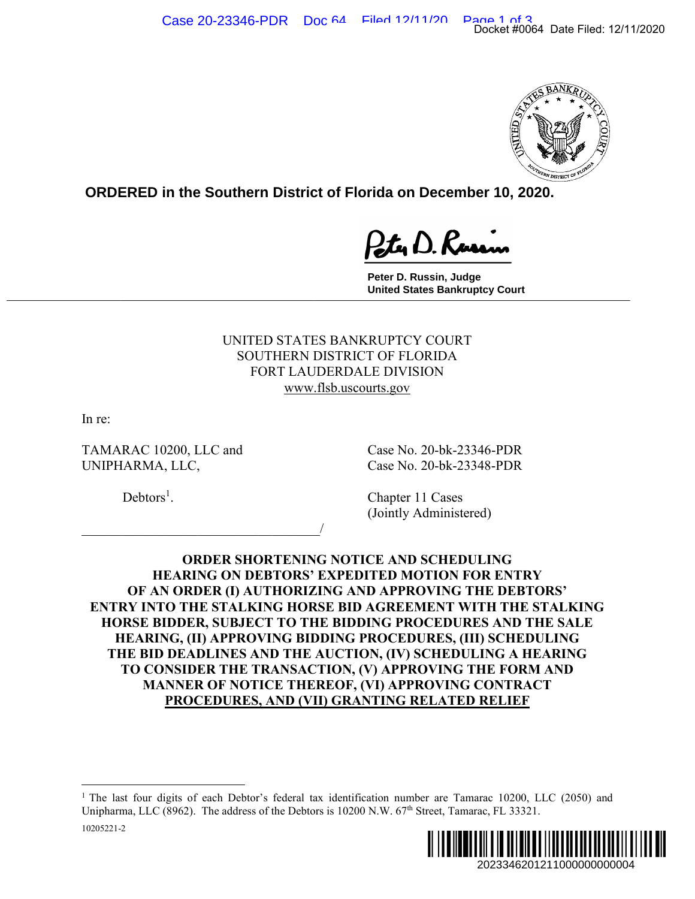**ORDERED in the Southern District of Florida on December 10, 2020.**

Peter D. Russin, Judge
United States Bankruptcy Court

UNITED STATES BANKRUPTCY COURT
SOUTHERN DISTRICT OF FLORIDA
FORT LAUDERDALE DIVISION
www.flsb.uscourts.gov

In re:

TAMARAC 10200, LLC and UNIPHARMA, LLC,

Debtors[1].

Case No. 20-bk-23346-PDR
Case No. 20-bk-23348-PDR

Chapter 11 Cases
(Jointly Administered)

**ORDER SHORTENING NOTICE AND SCHEDULING HEARING ON DEBTORS' EXPEDITED MOTION FOR ENTRY OF AN ORDER (I) AUTHORIZING AND APPROVING THE DEBTORS' ENTRY INTO THE STALKING HORSE BID AGREEMENT WITH THE STALKING HORSE BIDDER, SUBJECT TO THE BIDDING PROCEDURES AND THE SALE HEARING, (II) APPROVING BIDDING PROCEDURES, (III) SCHEDULING THE BID DEADLINES AND THE AUCTION, (IV) SCHEDULING A HEARING TO CONSIDER THE TRANSACTION, (V) APPROVING THE FORM AND MANNER OF NOTICE THEREOF, (VI) APPROVING CONTRACT PROCEDURES, AND (VII) GRANTING RELATED RELIEF**

---

[1] The last four digits of each Debtor's federal tax identification number are Tamarac 10200, LLC (2050) and Unipharma, LLC (8962). The address of the Debtors is 10200 N.W. 67th Street, Tamarac, FL 33321.

10205221-2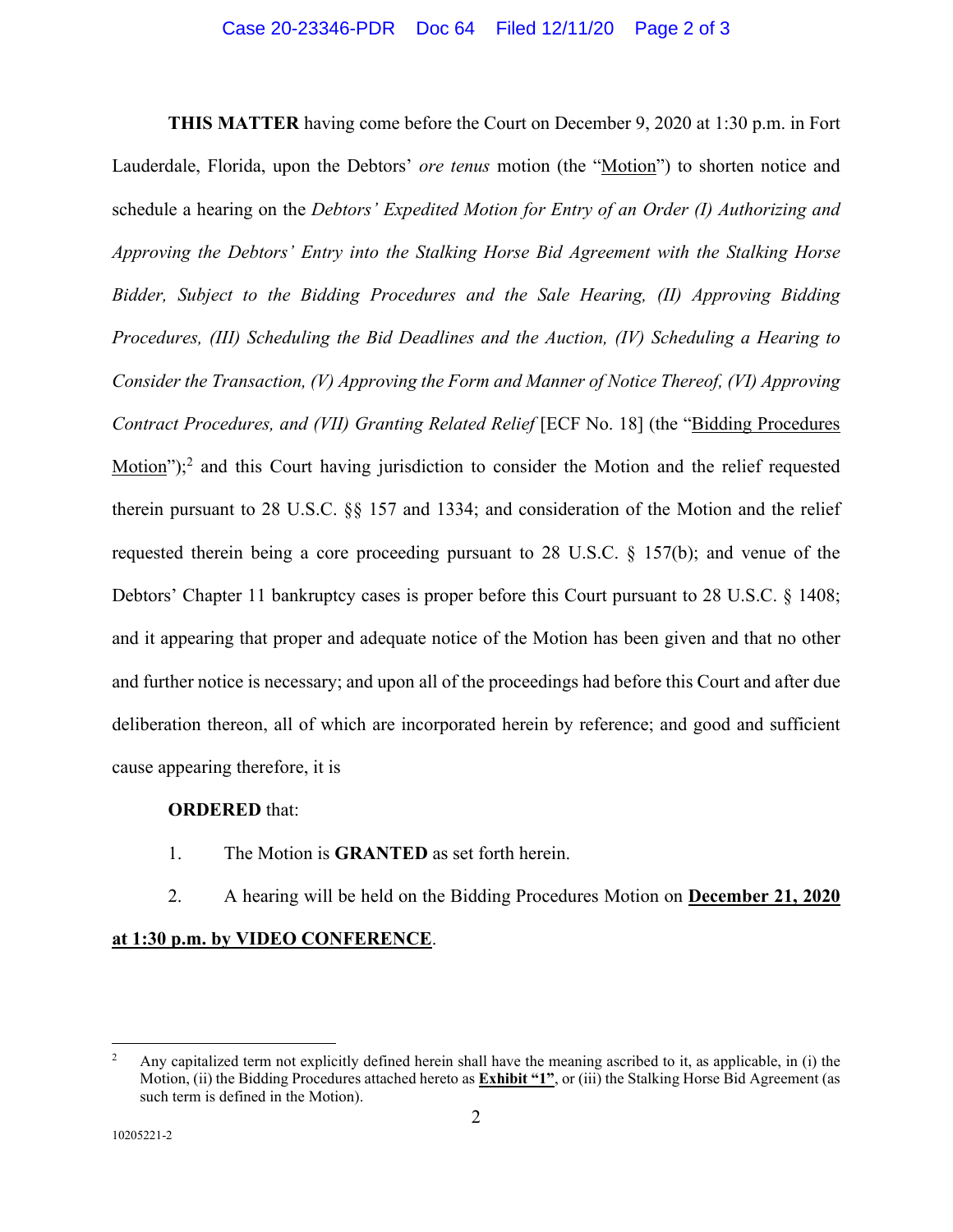**THIS MATTER** having come before the Court on December 9, 2020 at 1:30 p.m. in Fort Lauderdale, Florida, upon the Debtors' *ore tenus* motion (the "Motion") to shorten notice and schedule a hearing on the *Debtors' Expedited Motion for Entry of an Order (I) Authorizing and Approving the Debtors' Entry into the Stalking Horse Bid Agreement with the Stalking Horse Bidder, Subject to the Bidding Procedures and the Sale Hearing, (II) Approving Bidding Procedures, (III) Scheduling the Bid Deadlines and the Auction, (IV) Scheduling a Hearing to Consider the Transaction, (V) Approving the Form and Manner of Notice Thereof, (VI) Approving Contract Procedures, and (VII) Granting Related Relief* [ECF No. 18] (the "Bidding Procedures Motion");[2] and this Court having jurisdiction to consider the Motion and the relief requested therein pursuant to 28 U.S.C. §§ 157 and 1334; and consideration of the Motion and the relief requested therein being a core proceeding pursuant to 28 U.S.C. § 157(b); and venue of the Debtors' Chapter 11 bankruptcy cases is proper before this Court pursuant to 28 U.S.C. § 1408; and it appearing that proper and adequate notice of the Motion has been given and that no other and further notice is necessary; and upon all of the proceedings had before this Court and after due deliberation thereon, all of which are incorporated herein by reference; and good and sufficient cause appearing therefore, it is

**ORDERED** that:

1. The Motion is **GRANTED** as set forth herein.

2. A hearing will be held on the Bidding Procedures Motion on **December 21, 2020 at 1:30 p.m. by VIDEO CONFERENCE**.

[2] Any capitalized term not explicitly defined herein shall have the meaning ascribed to it, as applicable, in (i) the Motion, (ii) the Bidding Procedures attached hereto as **Exhibit "1"**, or (iii) the Stalking Horse Bid Agreement (as such term is defined in the Motion).

10205221-2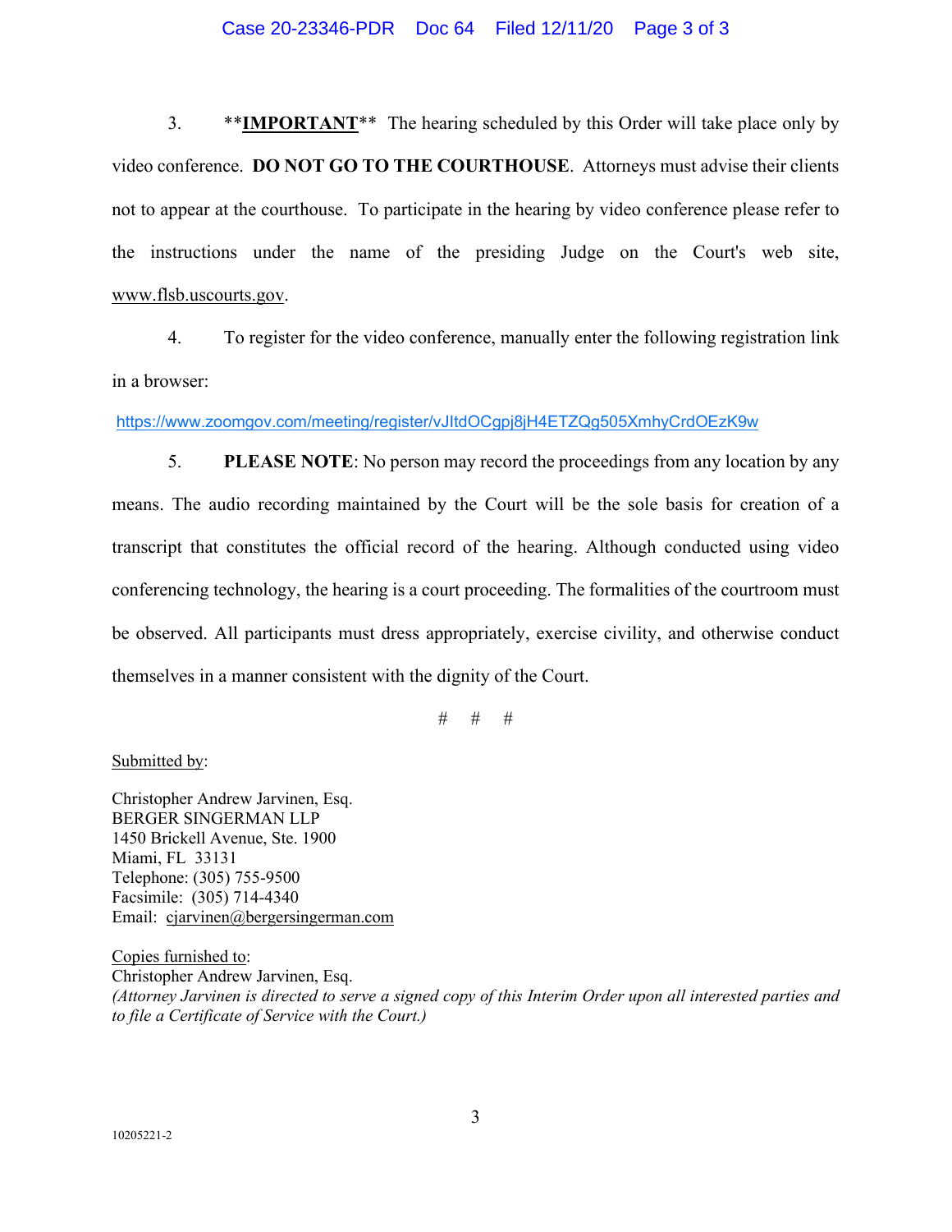3. ****IMPORTANT**** The hearing scheduled by this Order will take place only by video conference. **DO NOT GO TO THE COURTHOUSE**. Attorneys must advise their clients not to appear at the courthouse. To participate in the hearing by video conference please refer to the instructions under the name of the presiding Judge on the Court's web site, www.flsb.uscourts.gov.

4. To register for the video conference, manually enter the following registration link in a browser:

https://www.zoomgov.com/meeting/register/vJItdOCgpj8jH4ETZQg505XmhyCrdOEzK9w

5. **PLEASE NOTE**: No person may record the proceedings from any location by any means. The audio recording maintained by the Court will be the sole basis for creation of a transcript that constitutes the official record of the hearing. Although conducted using video conferencing technology, the hearing is a court proceeding. The formalities of the courtroom must be observed. All participants must dress appropriately, exercise civility, and otherwise conduct themselves in a manner consistent with the dignity of the Court.

# # #

Submitted by:

Christopher Andrew Jarvinen, Esq.
BERGER SINGERMAN LLP
1450 Brickell Avenue, Ste. 1900
Miami, FL 33131
Telephone: (305) 755-9500
Facsimile: (305) 714-4340
Email: cjarvinen@bergersingerman.com

Copies furnished to:
Christopher Andrew Jarvinen, Esq.
*(Attorney Jarvinen is directed to serve a signed copy of this Interim Order upon all interested parties and to file a Certificate of Service with the Court.)*

10205221-2